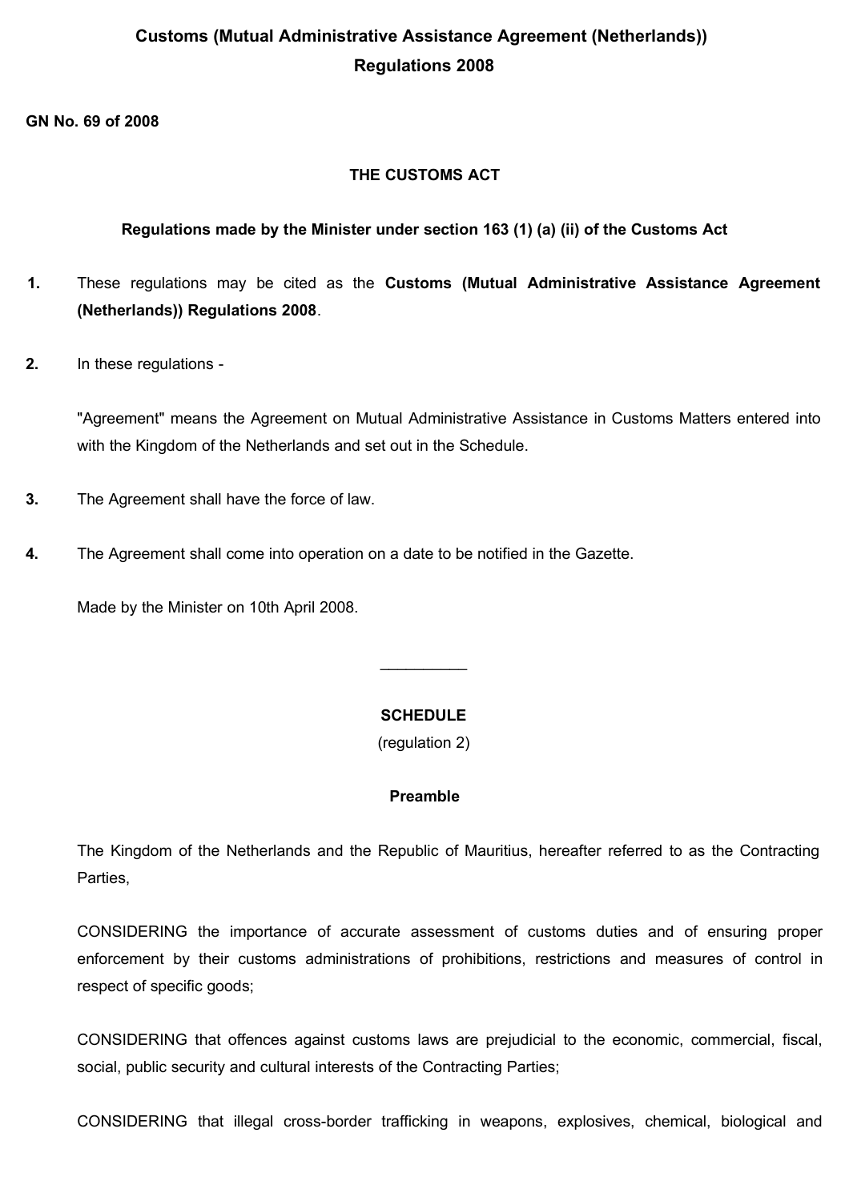# Customs (Mutual Administrative Assistance Agreement (Netherlands)) Regulations 2008

**GN No. 69 of 2008**

**THE CUSTOMS ACT**

**Regulations made by the Minister under section 163 (1) (a) (ii) of the Customs Act**

**1.** These regulations may be cited as the **Customs (Mutual Administrative Assistance Agreement (Netherlands)) Regulations 2008**.

**2.** In these regulations -

"Agreement" means the Agreement on Mutual Administrative Assistance in Customs Matters entered into with the Kingdom of the Netherlands and set out in the Schedule.

**3.** The Agreement shall have the force of law.

**4.** The Agreement shall come into operation on a date to be notified in the Gazette.

Made by the Minister on 10th April 2008.

---

**SCHEDULE**

(regulation 2)

**Preamble**

The Kingdom of the Netherlands and the Republic of Mauritius, hereafter referred to as the Contracting Parties,

CONSIDERING the importance of accurate assessment of customs duties and of ensuring proper enforcement by their customs administrations of prohibitions, restrictions and measures of control in respect of specific goods;

CONSIDERING that offences against customs laws are prejudicial to the economic, commercial, fiscal, social, public security and cultural interests of the Contracting Parties;

CONSIDERING that illegal cross-border trafficking in weapons, explosives, chemical, biological and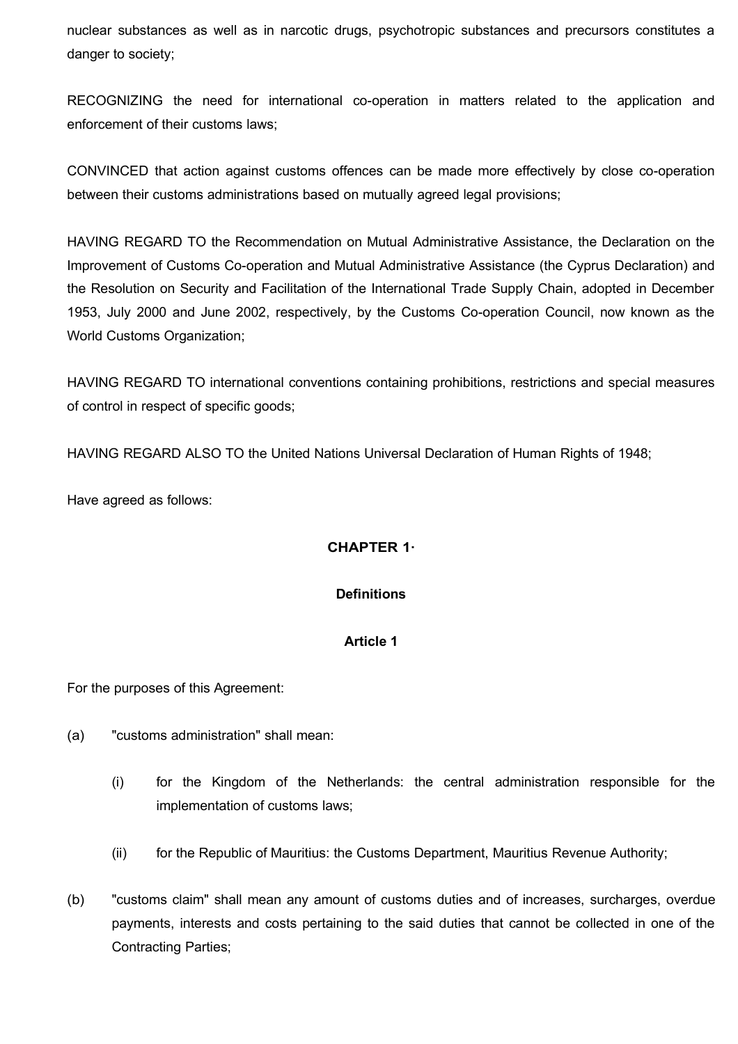nuclear substances as well as in narcotic drugs, psychotropic substances and precursors constitutes a danger to society;

RECOGNIZING the need for international co-operation in matters related to the application and enforcement of their customs laws;

CONVINCED that action against customs offences can be made more effectively by close co-operation between their customs administrations based on mutually agreed legal provisions;

HAVING REGARD TO the Recommendation on Mutual Administrative Assistance, the Declaration on the Improvement of Customs Co-operation and Mutual Administrative Assistance (the Cyprus Declaration) and the Resolution on Security and Facilitation of the International Trade Supply Chain, adopted in December 1953, July 2000 and June 2002, respectively, by the Customs Co-operation Council, now known as the World Customs Organization;

HAVING REGARD TO international conventions containing prohibitions, restrictions and special measures of control in respect of specific goods;

HAVING REGARD ALSO TO the United Nations Universal Declaration of Human Rights of 1948;

Have agreed as follows:

## CHAPTER 1·

### Definitions

#### Article 1

For the purposes of this Agreement:

(a) "customs administration" shall mean:

 (i) for the Kingdom of the Netherlands: the central administration responsible for the implementation of customs laws;

 (ii) for the Republic of Mauritius: the Customs Department, Mauritius Revenue Authority;

(b) "customs claim" shall mean any amount of customs duties and of increases, surcharges, overdue payments, interests and costs pertaining to the said duties that cannot be collected in one of the Contracting Parties;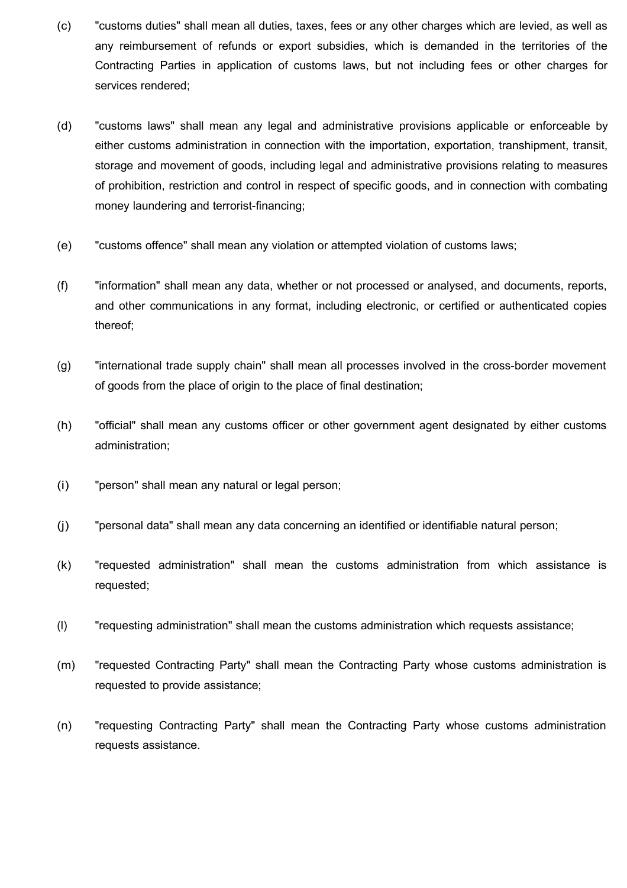(c) "customs duties" shall mean all duties, taxes, fees or any other charges which are levied, as well as any reimbursement of refunds or export subsidies, which is demanded in the territories of the Contracting Parties in application of customs laws, but not including fees or other charges for services rendered;

(d) "customs laws" shall mean any legal and administrative provisions applicable or enforceable by either customs administration in connection with the importation, exportation, transhipment, transit, storage and movement of goods, including legal and administrative provisions relating to measures of prohibition, restriction and control in respect of specific goods, and in connection with combating money laundering and terrorist-financing;

(e) "customs offence" shall mean any violation or attempted violation of customs laws;

(f) "information" shall mean any data, whether or not processed or analysed, and documents, reports, and other communications in any format, including electronic, or certified or authenticated copies thereof;

(g) "international trade supply chain" shall mean all processes involved in the cross-border movement of goods from the place of origin to the place of final destination;

(h) "official" shall mean any customs officer or other government agent designated by either customs administration;

(i) "person" shall mean any natural or legal person;

(j) "personal data" shall mean any data concerning an identified or identifiable natural person;

(k) "requested administration" shall mean the customs administration from which assistance is requested;

(l) "requesting administration" shall mean the customs administration which requests assistance;

(m) "requested Contracting Party" shall mean the Contracting Party whose customs administration is requested to provide assistance;

(n) "requesting Contracting Party" shall mean the Contracting Party whose customs administration requests assistance.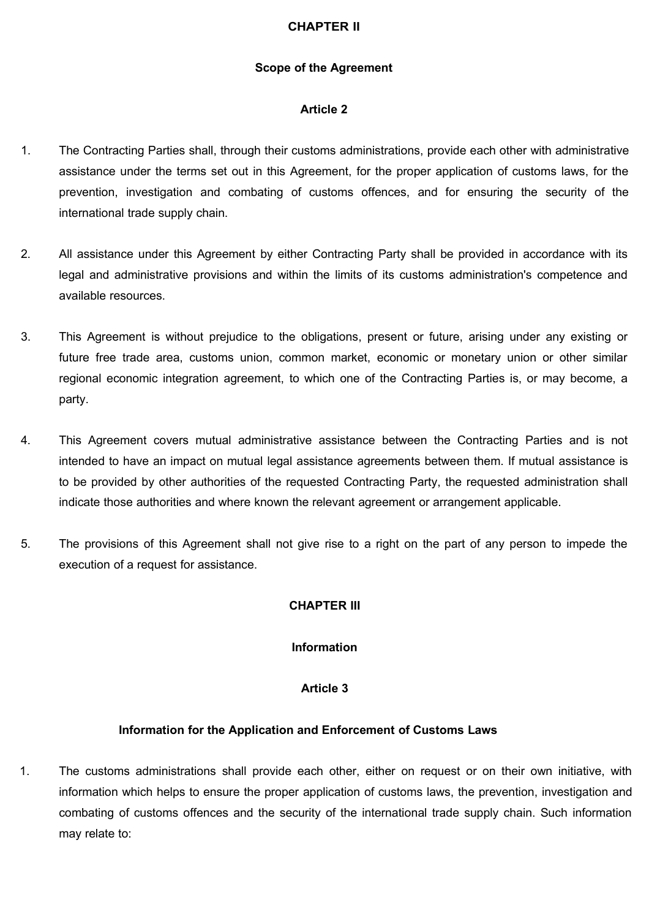## CHAPTER II

### Scope of the Agreement

### Article 2

1. The Contracting Parties shall, through their customs administrations, provide each other with administrative assistance under the terms set out in this Agreement, for the proper application of customs laws, for the prevention, investigation and combating of customs offences, and for ensuring the security of the international trade supply chain.

2. All assistance under this Agreement by either Contracting Party shall be provided in accordance with its legal and administrative provisions and within the limits of its customs administration's competence and available resources.

3. This Agreement is without prejudice to the obligations, present or future, arising under any existing or future free trade area, customs union, common market, economic or monetary union or other similar regional economic integration agreement, to which one of the Contracting Parties is, or may become, a party.

4. This Agreement covers mutual administrative assistance between the Contracting Parties and is not intended to have an impact on mutual legal assistance agreements between them. If mutual assistance is to be provided by other authorities of the requested Contracting Party, the requested administration shall indicate those authorities and where known the relevant agreement or arrangement applicable.

5. The provisions of this Agreement shall not give rise to a right on the part of any person to impede the execution of a request for assistance.

## CHAPTER III

### Information

### Article 3

### Information for the Application and Enforcement of Customs Laws

1. The customs administrations shall provide each other, either on request or on their own initiative, with information which helps to ensure the proper application of customs laws, the prevention, investigation and combating of customs offences and the security of the international trade supply chain. Such information may relate to: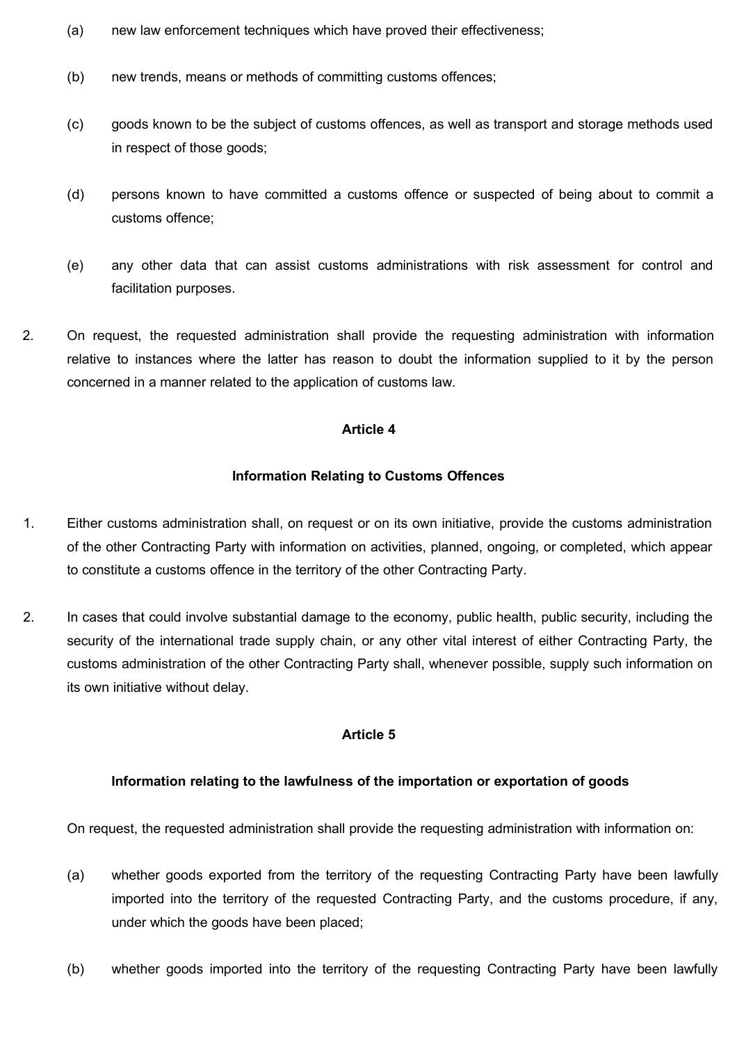(a) new law enforcement techniques which have proved their effectiveness;

(b) new trends, means or methods of committing customs offences;

(c) goods known to be the subject of customs offences, as well as transport and storage methods used in respect of those goods;

(d) persons known to have committed a customs offence or suspected of being about to commit a customs offence;

(e) any other data that can assist customs administrations with risk assessment for control and facilitation purposes.

2. On request, the requested administration shall provide the requesting administration with information relative to instances where the latter has reason to doubt the information supplied to it by the person concerned in a manner related to the application of customs law.

**Article 4**

**Information Relating to Customs Offences**

1. Either customs administration shall, on request or on its own initiative, provide the customs administration of the other Contracting Party with information on activities, planned, ongoing, or completed, which appear to constitute a customs offence in the territory of the other Contracting Party.

2. In cases that could involve substantial damage to the economy, public health, public security, including the security of the international trade supply chain, or any other vital interest of either Contracting Party, the customs administration of the other Contracting Party shall, whenever possible, supply such information on its own initiative without delay.

**Article 5**

**Information relating to the lawfulness of the importation or exportation of goods**

On request, the requested administration shall provide the requesting administration with information on:

(a) whether goods exported from the territory of the requesting Contracting Party have been lawfully imported into the territory of the requested Contracting Party, and the customs procedure, if any, under which the goods have been placed;

(b) whether goods imported into the territory of the requesting Contracting Party have been lawfully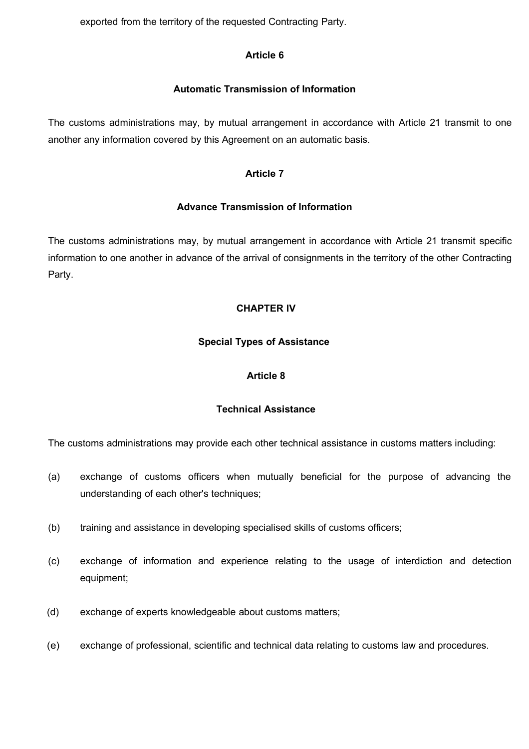exported from the territory of the requested Contracting Party.

### Article 6

### Automatic Transmission of Information

The customs administrations may, by mutual arrangement in accordance with Article 21 transmit to one another any information covered by this Agreement on an automatic basis.

### Article 7

### Advance Transmission of Information

The customs administrations may, by mutual arrangement in accordance with Article 21 transmit specific information to one another in advance of the arrival of consignments in the territory of the other Contracting Party.

## CHAPTER IV

## Special Types of Assistance

### Article 8

### Technical Assistance

The customs administrations may provide each other technical assistance in customs matters including:

(a) exchange of customs officers when mutually beneficial for the purpose of advancing the understanding of each other's techniques;

(b) training and assistance in developing specialised skills of customs officers;

(c) exchange of information and experience relating to the usage of interdiction and detection equipment;

(d) exchange of experts knowledgeable about customs matters;

(e) exchange of professional, scientific and technical data relating to customs law and procedures.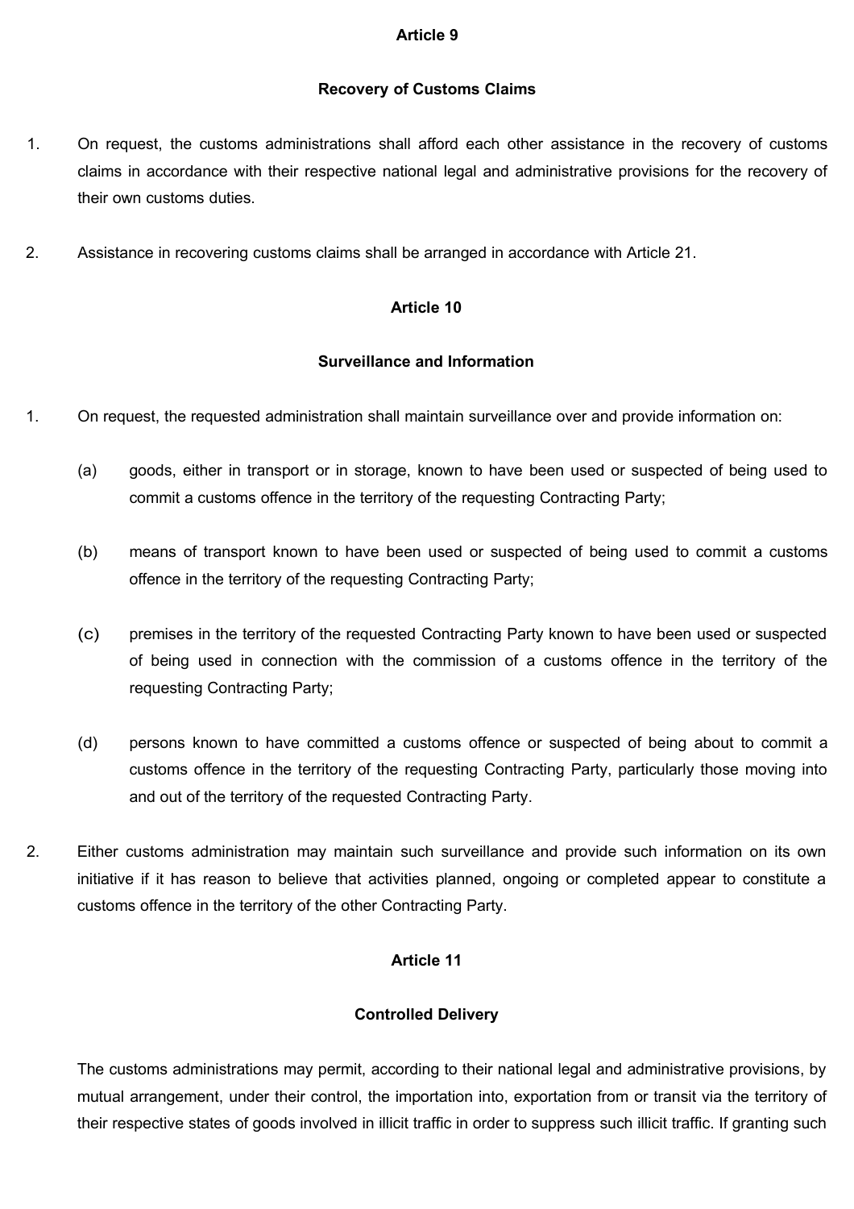## Article 9

## Recovery of Customs Claims

1. On request, the customs administrations shall afford each other assistance in the recovery of customs claims in accordance with their respective national legal and administrative provisions for the recovery of their own customs duties.

2. Assistance in recovering customs claims shall be arranged in accordance with Article 21.

## Article 10

## Surveillance and Information

1. On request, the requested administration shall maintain surveillance over and provide information on:

   (a) goods, either in transport or in storage, known to have been used or suspected of being used to commit a customs offence in the territory of the requesting Contracting Party;

   (b) means of transport known to have been used or suspected of being used to commit a customs offence in the territory of the requesting Contracting Party;

   (c) premises in the territory of the requested Contracting Party known to have been used or suspected of being used in connection with the commission of a customs offence in the territory of the requesting Contracting Party;

   (d) persons known to have committed a customs offence or suspected of being about to commit a customs offence in the territory of the requesting Contracting Party, particularly those moving into and out of the territory of the requested Contracting Party.

2. Either customs administration may maintain such surveillance and provide such information on its own initiative if it has reason to believe that activities planned, ongoing or completed appear to constitute a customs offence in the territory of the other Contracting Party.

## Article 11

## Controlled Delivery

The customs administrations may permit, according to their national legal and administrative provisions, by mutual arrangement, under their control, the importation into, exportation from or transit via the territory of their respective states of goods involved in illicit traffic in order to suppress such illicit traffic. If granting such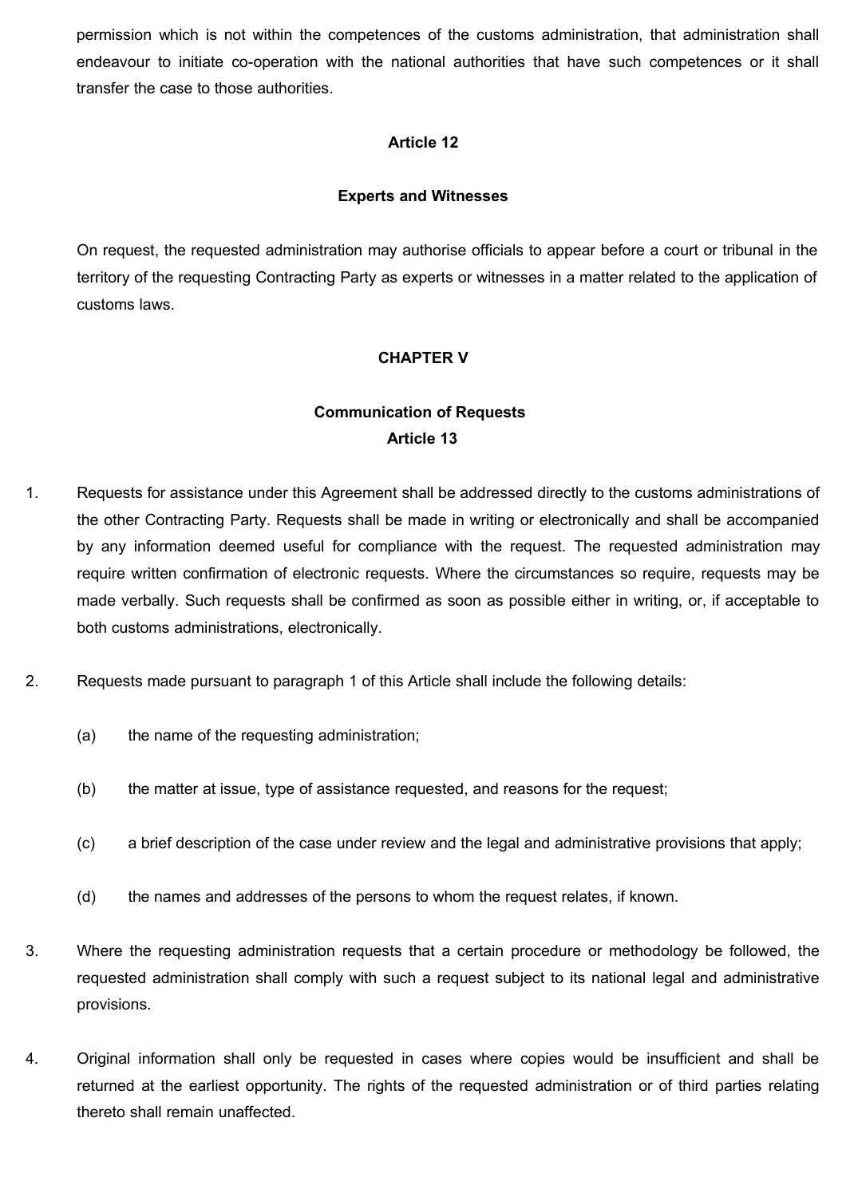permission which is not within the competences of the customs administration, that administration shall endeavour to initiate co-operation with the national authorities that have such competences or it shall transfer the case to those authorities.

### Article 12

### Experts and Witnesses

On request, the requested administration may authorise officials to appear before a court or tribunal in the territory of the requesting Contracting Party as experts or witnesses in a matter related to the application of customs laws.

## CHAPTER V

## Communication of Requests

### Article 13

1. Requests for assistance under this Agreement shall be addressed directly to the customs administrations of the other Contracting Party. Requests shall be made in writing or electronically and shall be accompanied by any information deemed useful for compliance with the request. The requested administration may require written confirmation of electronic requests. Where the circumstances so require, requests may be made verbally. Such requests shall be confirmed as soon as possible either in writing, or, if acceptable to both customs administrations, electronically.

2. Requests made pursuant to paragraph 1 of this Article shall include the following details:

   (a) the name of the requesting administration;

   (b) the matter at issue, type of assistance requested, and reasons for the request;

   (c) a brief description of the case under review and the legal and administrative provisions that apply;

   (d) the names and addresses of the persons to whom the request relates, if known.

3. Where the requesting administration requests that a certain procedure or methodology be followed, the requested administration shall comply with such a request subject to its national legal and administrative provisions.

4. Original information shall only be requested in cases where copies would be insufficient and shall be returned at the earliest opportunity. The rights of the requested administration or of third parties relating thereto shall remain unaffected.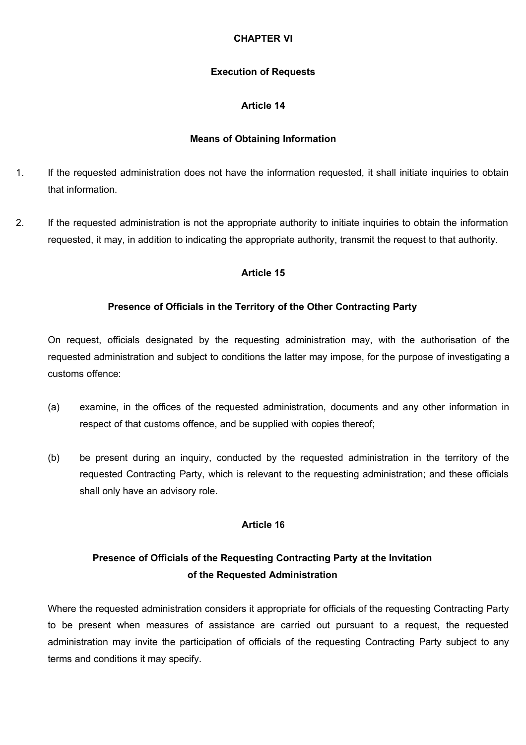## CHAPTER VI

## Execution of Requests

### Article 14

### Means of Obtaining Information

1. If the requested administration does not have the information requested, it shall initiate inquiries to obtain that information.

2. If the requested administration is not the appropriate authority to initiate inquiries to obtain the information requested, it may, in addition to indicating the appropriate authority, transmit the request to that authority.

### Article 15

### Presence of Officials in the Territory of the Other Contracting Party

On request, officials designated by the requesting administration may, with the authorisation of the requested administration and subject to conditions the latter may impose, for the purpose of investigating a customs offence:

(a) examine, in the offices of the requested administration, documents and any other information in respect of that customs offence, and be supplied with copies thereof;

(b) be present during an inquiry, conducted by the requested administration in the territory of the requested Contracting Party, which is relevant to the requesting administration; and these officials shall only have an advisory role.

### Article 16

### Presence of Officials of the Requesting Contracting Party at the Invitation of the Requested Administration

Where the requested administration considers it appropriate for officials of the requesting Contracting Party to be present when measures of assistance are carried out pursuant to a request, the requested administration may invite the participation of officials of the requesting Contracting Party subject to any terms and conditions it may specify.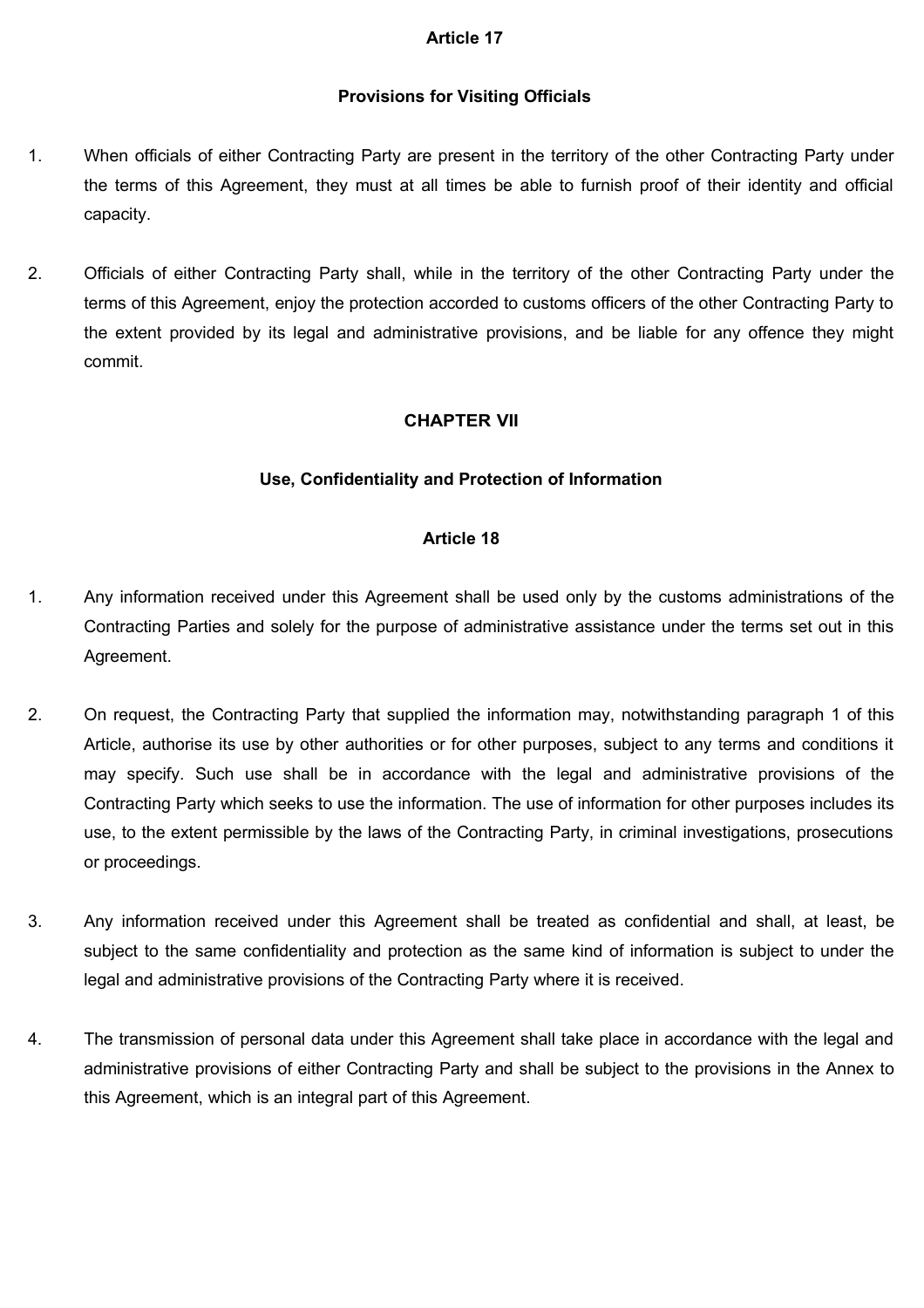## Article 17

### Provisions for Visiting Officials

1. When officials of either Contracting Party are present in the territory of the other Contracting Party under the terms of this Agreement, they must at all times be able to furnish proof of their identity and official capacity.

2. Officials of either Contracting Party shall, while in the territory of the other Contracting Party under the terms of this Agreement, enjoy the protection accorded to customs officers of the other Contracting Party to the extent provided by its legal and administrative provisions, and be liable for any offence they might commit.

# CHAPTER VII

## Use, Confidentiality and Protection of Information

## Article 18

1. Any information received under this Agreement shall be used only by the customs administrations of the Contracting Parties and solely for the purpose of administrative assistance under the terms set out in this Agreement.

2. On request, the Contracting Party that supplied the information may, notwithstanding paragraph 1 of this Article, authorise its use by other authorities or for other purposes, subject to any terms and conditions it may specify. Such use shall be in accordance with the legal and administrative provisions of the Contracting Party which seeks to use the information. The use of information for other purposes includes its use, to the extent permissible by the laws of the Contracting Party, in criminal investigations, prosecutions or proceedings.

3. Any information received under this Agreement shall be treated as confidential and shall, at least, be subject to the same confidentiality and protection as the same kind of information is subject to under the legal and administrative provisions of the Contracting Party where it is received.

4. The transmission of personal data under this Agreement shall take place in accordance with the legal and administrative provisions of either Contracting Party and shall be subject to the provisions in the Annex to this Agreement, which is an integral part of this Agreement.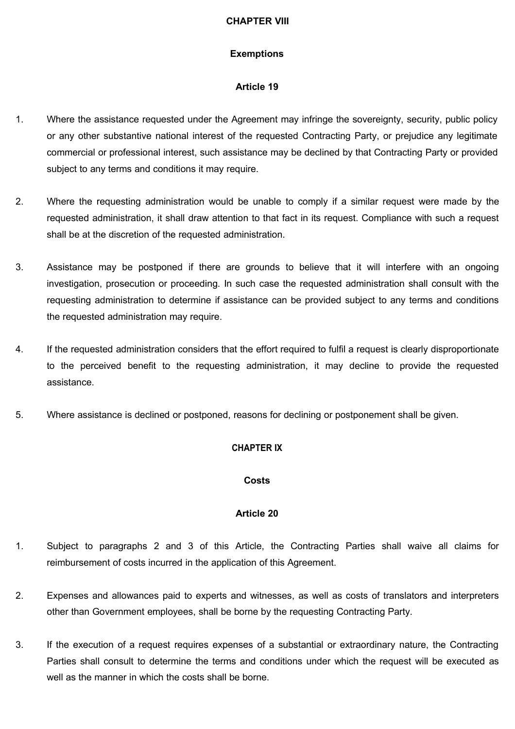## CHAPTER VIII

## Exemptions

### Article 19

1. Where the assistance requested under the Agreement may infringe the sovereignty, security, public policy or any other substantive national interest of the requested Contracting Party, or prejudice any legitimate commercial or professional interest, such assistance may be declined by that Contracting Party or provided subject to any terms and conditions it may require.

2. Where the requesting administration would be unable to comply if a similar request were made by the requested administration, it shall draw attention to that fact in its request. Compliance with such a request shall be at the discretion of the requested administration.

3. Assistance may be postponed if there are grounds to believe that it will interfere with an ongoing investigation, prosecution or proceeding. In such case the requested administration shall consult with the requesting administration to determine if assistance can be provided subject to any terms and conditions the requested administration may require.

4. If the requested administration considers that the effort required to fulfil a request is clearly disproportionate to the perceived benefit to the requesting administration, it may decline to provide the requested assistance.

5. Where assistance is declined or postponed, reasons for declining or postponement shall be given.

## CHAPTER IX

## Costs

### Article 20

1. Subject to paragraphs 2 and 3 of this Article, the Contracting Parties shall waive all claims for reimbursement of costs incurred in the application of this Agreement.

2. Expenses and allowances paid to experts and witnesses, as well as costs of translators and interpreters other than Government employees, shall be borne by the requesting Contracting Party.

3. If the execution of a request requires expenses of a substantial or extraordinary nature, the Contracting Parties shall consult to determine the terms and conditions under which the request will be executed as well as the manner in which the costs shall be borne.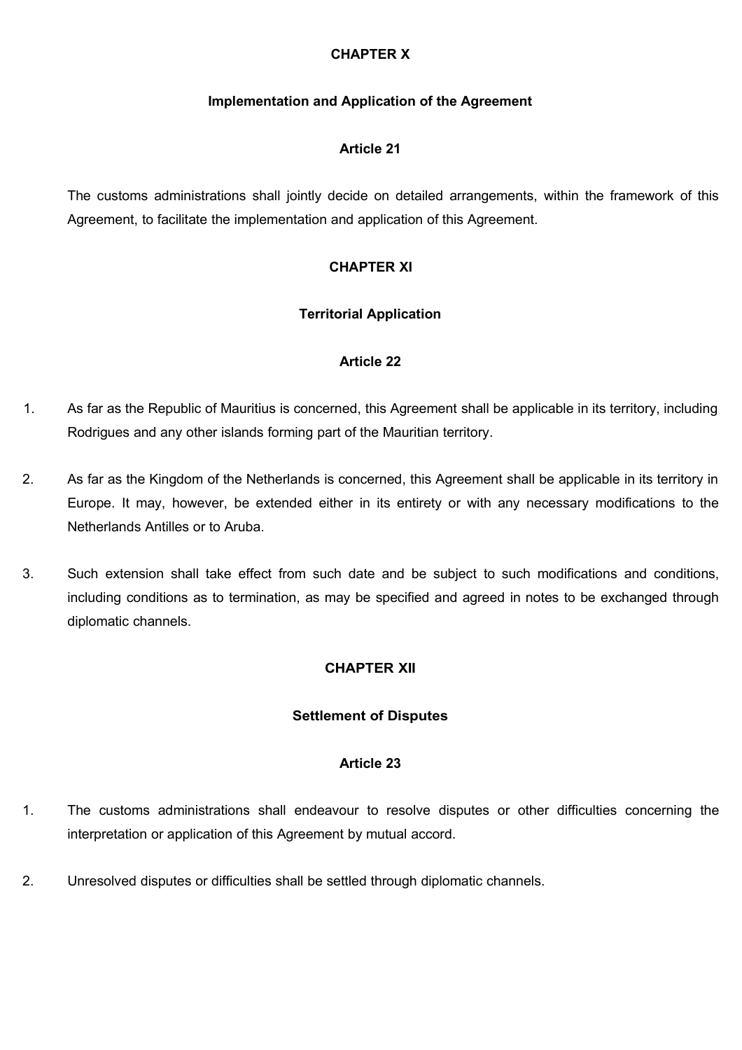## CHAPTER X

### Implementation and Application of the Agreement

#### Article 21

The customs administrations shall jointly decide on detailed arrangements, within the framework of this Agreement, to facilitate the implementation and application of this Agreement.

## CHAPTER XI

### Territorial Application

#### Article 22

1. As far as the Republic of Mauritius is concerned, this Agreement shall be applicable in its territory, including Rodrigues and any other islands forming part of the Mauritian territory.

2. As far as the Kingdom of the Netherlands is concerned, this Agreement shall be applicable in its territory in Europe. It may, however, be extended either in its entirety or with any necessary modifications to the Netherlands Antilles or to Aruba.

3. Such extension shall take effect from such date and be subject to such modifications and conditions, including conditions as to termination, as may be specified and agreed in notes to be exchanged through diplomatic channels.

## CHAPTER XII

### Settlement of Disputes

#### Article 23

1. The customs administrations shall endeavour to resolve disputes or other difficulties concerning the interpretation or application of this Agreement by mutual accord.

2. Unresolved disputes or difficulties shall be settled through diplomatic channels.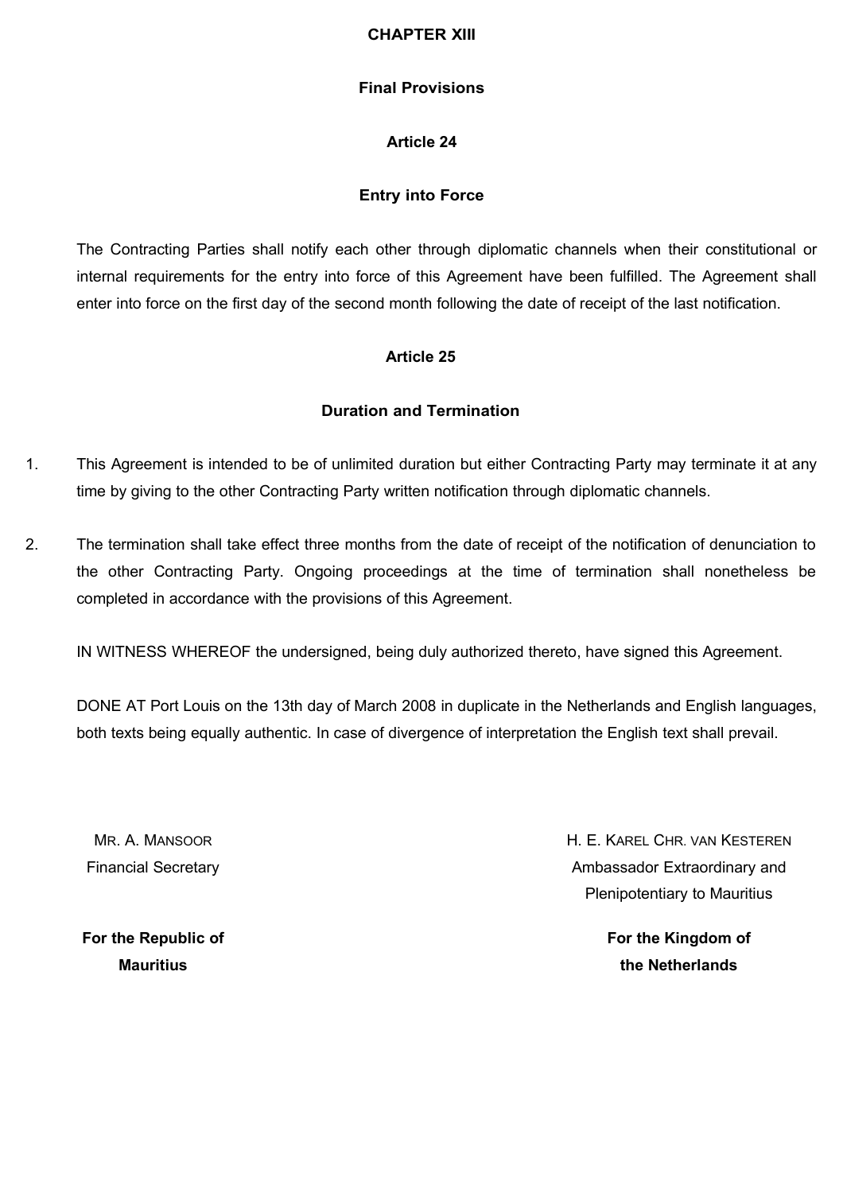## CHAPTER XIII

## Final Provisions

### Article 24

### Entry into Force

The Contracting Parties shall notify each other through diplomatic channels when their constitutional or internal requirements for the entry into force of this Agreement have been fulfilled. The Agreement shall enter into force on the first day of the second month following the date of receipt of the last notification.

### Article 25

### Duration and Termination

1. This Agreement is intended to be of unlimited duration but either Contracting Party may terminate it at any time by giving to the other Contracting Party written notification through diplomatic channels.

2. The termination shall take effect three months from the date of receipt of the notification of denunciation to the other Contracting Party. Ongoing proceedings at the time of termination shall nonetheless be completed in accordance with the provisions of this Agreement.

IN WITNESS WHEREOF the undersigned, being duly authorized thereto, have signed this Agreement.

DONE AT Port Louis on the 13th day of March 2008 in duplicate in the Netherlands and English languages, both texts being equally authentic. In case of divergence of interpretation the English text shall prevail.

MR. A. MANSOOR
Financial Secretary

**For the Republic of Mauritius**

H. E. KAREL CHR. VAN KESTEREN
Ambassador Extraordinary and Plenipotentiary to Mauritius

**For the Kingdom of the Netherlands**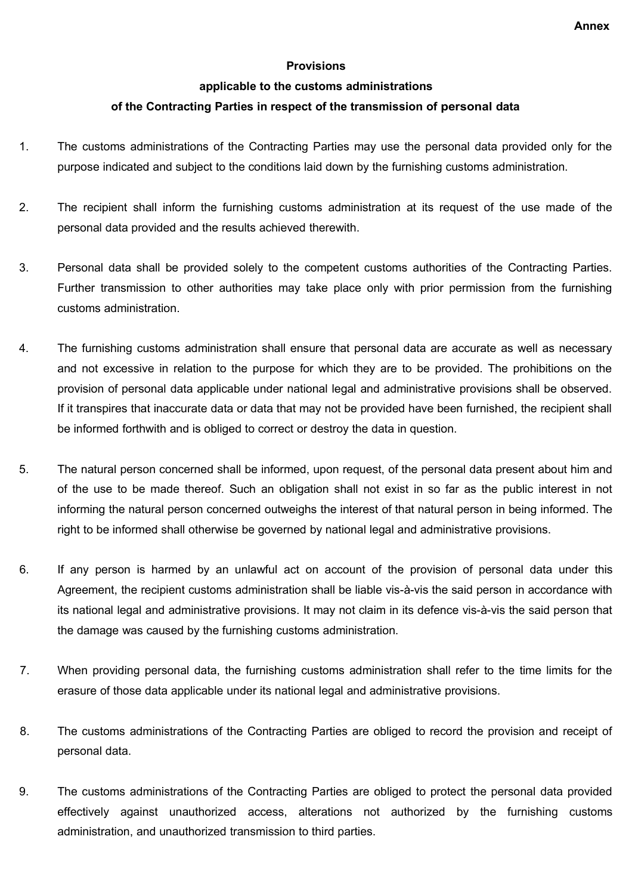**Annex**

**Provisions**

**applicable to the customs administrations**

**of the Contracting Parties in respect of the transmission of personal data**

1. The customs administrations of the Contracting Parties may use the personal data provided only for the purpose indicated and subject to the conditions laid down by the furnishing customs administration.

2. The recipient shall inform the furnishing customs administration at its request of the use made of the personal data provided and the results achieved therewith.

3. Personal data shall be provided solely to the competent customs authorities of the Contracting Parties. Further transmission to other authorities may take place only with prior permission from the furnishing customs administration.

4. The furnishing customs administration shall ensure that personal data are accurate as well as necessary and not excessive in relation to the purpose for which they are to be provided. The prohibitions on the provision of personal data applicable under national legal and administrative provisions shall be observed. If it transpires that inaccurate data or data that may not be provided have been furnished, the recipient shall be informed forthwith and is obliged to correct or destroy the data in question.

5. The natural person concerned shall be informed, upon request, of the personal data present about him and of the use to be made thereof. Such an obligation shall not exist in so far as the public interest in not informing the natural person concerned outweighs the interest of that natural person in being informed. The right to be informed shall otherwise be governed by national legal and administrative provisions.

6. If any person is harmed by an unlawful act on account of the provision of personal data under this Agreement, the recipient customs administration shall be liable vis-à-vis the said person in accordance with its national legal and administrative provisions. It may not claim in its defence vis-à-vis the said person that the damage was caused by the furnishing customs administration.

7. When providing personal data, the furnishing customs administration shall refer to the time limits for the erasure of those data applicable under its national legal and administrative provisions.

8. The customs administrations of the Contracting Parties are obliged to record the provision and receipt of personal data.

9. The customs administrations of the Contracting Parties are obliged to protect the personal data provided effectively against unauthorized access, alterations not authorized by the furnishing customs administration, and unauthorized transmission to third parties.